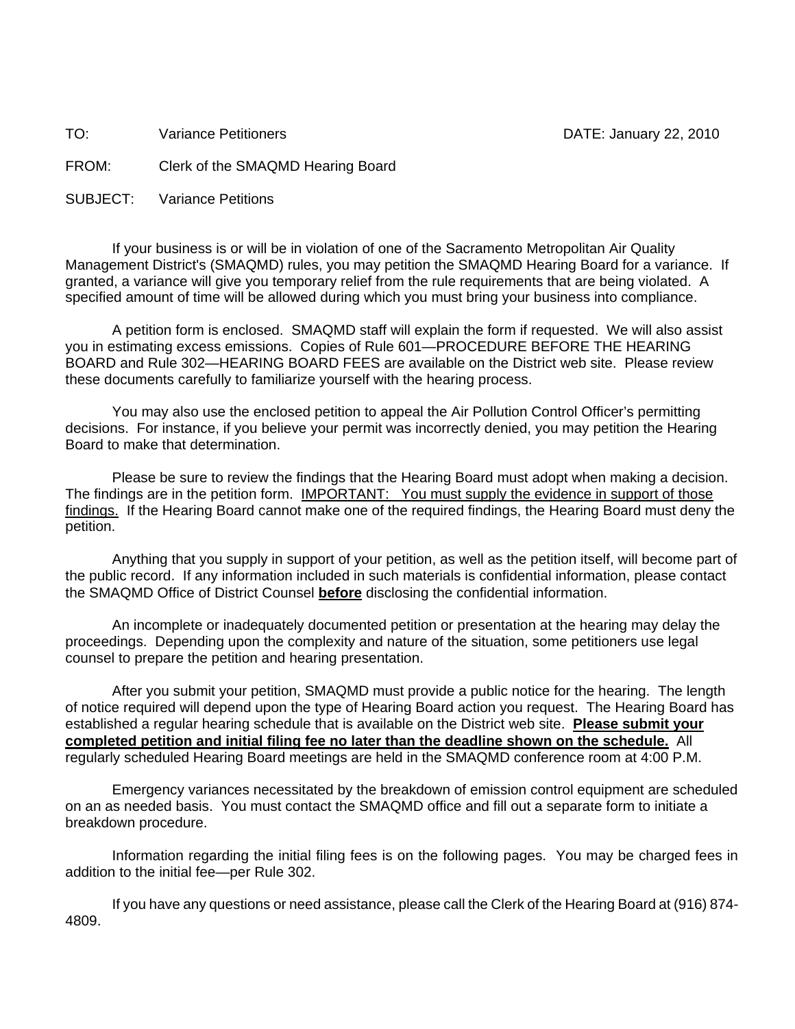TO: Variance Petitioners DATE: January 22, 2010

FROM: Clerk of the SMAQMD Hearing Board

SUBJECT: Variance Petitions

If your business is or will be in violation of one of the Sacramento Metropolitan Air Quality Management District's (SMAQMD) rules, you may petition the SMAQMD Hearing Board for a variance. If granted, a variance will give you temporary relief from the rule requirements that are being violated. A specified amount of time will be allowed during which you must bring your business into compliance.

A petition form is enclosed. SMAQMD staff will explain the form if requested. We will also assist you in estimating excess emissions. Copies of Rule 601—PROCEDURE BEFORE THE HEARING BOARD and Rule 302—HEARING BOARD FEES are available on the District web site. Please review these documents carefully to familiarize yourself with the hearing process.

You may also use the enclosed petition to appeal the Air Pollution Control Officer's permitting decisions. For instance, if you believe your permit was incorrectly denied, you may petition the Hearing Board to make that determination.

Please be sure to review the findings that the Hearing Board must adopt when making a decision. The findings are in the petition form. <u>IMPORTANT: You must supply the evidence in support of those findings.</u> If the Hearing Board cannot make one of the required findings, the Hearing Board must deny the petition.

Anything that you supply in support of your petition, as well as the petition itself, will become part of the public record. If any information included in such materials is confidential information, please contact the SMAQMD Office of District Counsel **<u>before</u>** disclosing the confidential information.

An incomplete or inadequately documented petition or presentation at the hearing may delay the proceedings. Depending upon the complexity and nature of the situation, some petitioners use legal counsel to prepare the petition and hearing presentation.

After you submit your petition, SMAQMD must provide a public notice for the hearing. The length of notice required will depend upon the type of Hearing Board action you request. The Hearing Board has established a regular hearing schedule that is available on the District web site. **<u>Please submit your completed petition and initial filing fee no later than the deadline shown on the schedule.</u>** All regularly scheduled Hearing Board meetings are held in the SMAQMD conference room at 4:00 P.M.

Emergency variances necessitated by the breakdown of emission control equipment are scheduled on an as needed basis. You must contact the SMAQMD office and fill out a separate form to initiate a breakdown procedure.

Information regarding the initial filing fees is on the following pages. You may be charged fees in addition to the initial fee—per Rule 302.

If you have any questions or need assistance, please call the Clerk of the Hearing Board at (916) 874-4809.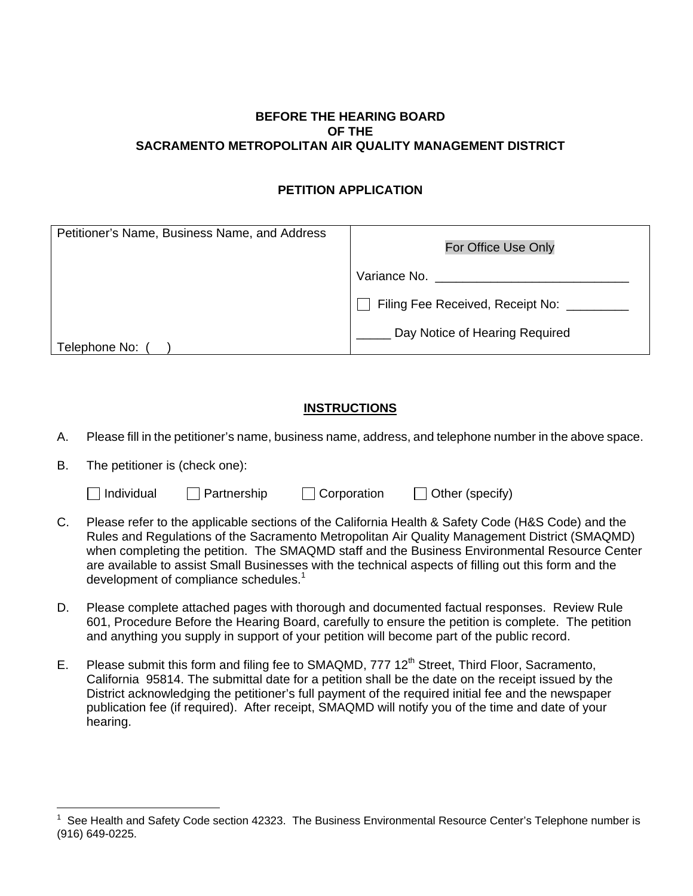**BEFORE THE HEARING BOARD**
**OF THE**
**SACRAMENTO METROPOLITAN AIR QUALITY MANAGEMENT DISTRICT**

## PETITION APPLICATION

| | |
|---|---|
| Petitioner's Name, Business Name, and Address<br><br><br><br>Telephone No: (     ) | For Office Use Only<br><br>Variance No. ____________________________<br><br>☐ Filing Fee Received, Receipt No: _________<br><br>_____ Day Notice of Hearing Required |

## INSTRUCTIONS

A. Please fill in the petitioner's name, business name, address, and telephone number in the above space.

B. The petitioner is (check one):

☐ Individual ☐ Partnership ☐ Corporation ☐ Other (specify)

C. Please refer to the applicable sections of the California Health & Safety Code (H&S Code) and the Rules and Regulations of the Sacramento Metropolitan Air Quality Management District (SMAQMD) when completing the petition. The SMAQMD staff and the Business Environmental Resource Center are available to assist Small Businesses with the technical aspects of filling out this form and the development of compliance schedules.[1]

D. Please complete attached pages with thorough and documented factual responses. Review Rule 601, Procedure Before the Hearing Board, carefully to ensure the petition is complete. The petition and anything you supply in support of your petition will become part of the public record.

E. Please submit this form and filing fee to SMAQMD, 777 12th Street, Third Floor, Sacramento, California 95814. The submittal date for a petition shall be the date on the receipt issued by the District acknowledging the petitioner's full payment of the required initial fee and the newspaper publication fee (if required). After receipt, SMAQMD will notify you of the time and date of your hearing.

[1] See Health and Safety Code section 42323. The Business Environmental Resource Center's Telephone number is (916) 649-0225.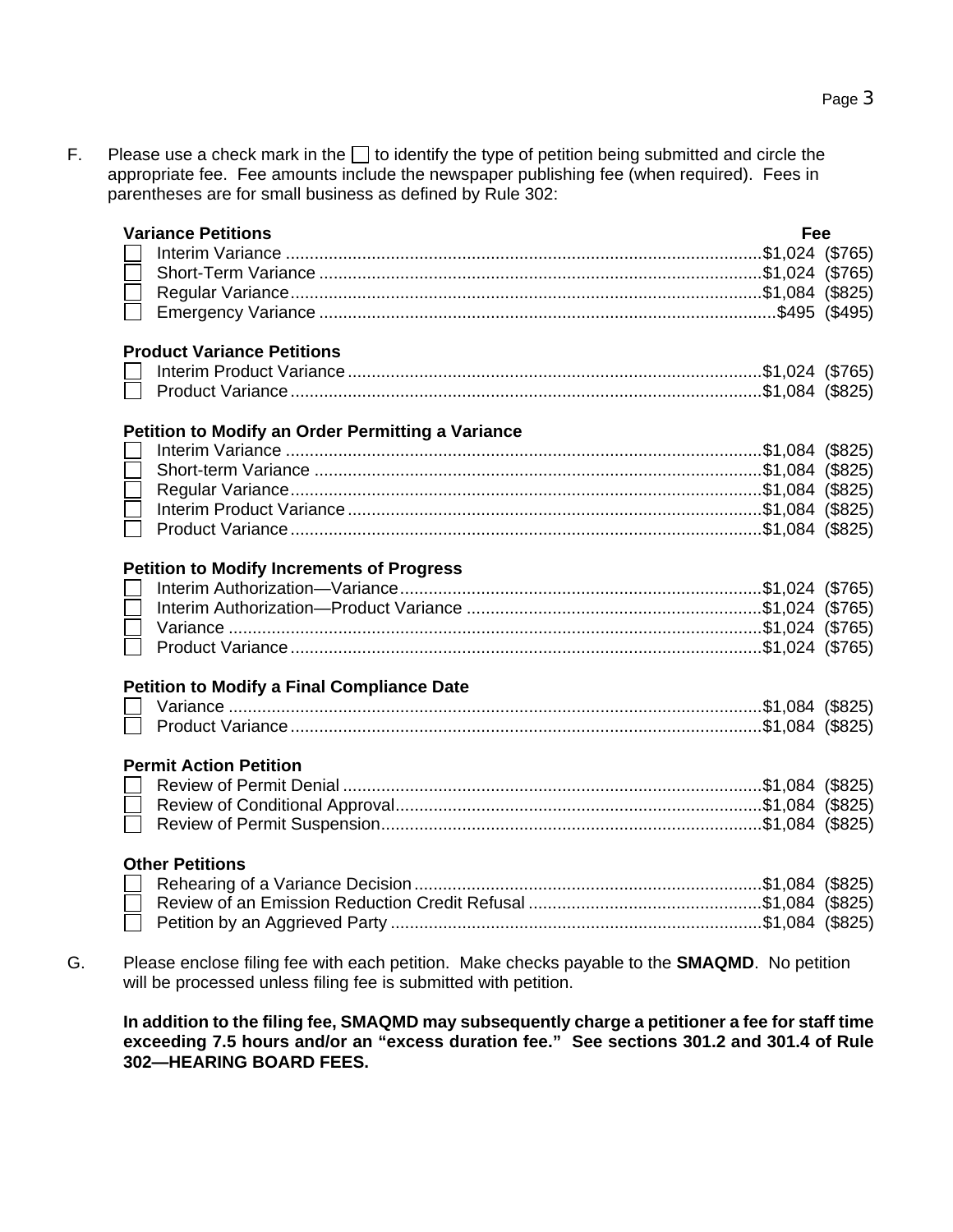F. Please use a check mark in the ☐ to identify the type of petition being submitted and circle the appropriate fee. Fee amounts include the newspaper publishing fee (when required). Fees in parentheses are for small business as defined by Rule 302:

**Variance Petitions** **Fee**

- ☐ Interim Variance ....................$1,024 ($765)
- ☐ Short-Term Variance ....................$1,024 ($765)
- ☐ Regular Variance ....................$1,084 ($825)
- ☐ Emergency Variance ....................$495 ($495)

**Product Variance Petitions**

- ☐ Interim Product Variance ....................$1,024 ($765)
- ☐ Product Variance ....................$1,084 ($825)

**Petition to Modify an Order Permitting a Variance**

- ☐ Interim Variance ....................$1,084 ($825)
- ☐ Short-term Variance ....................$1,084 ($825)
- ☐ Regular Variance ....................$1,084 ($825)
- ☐ Interim Product Variance ....................$1,084 ($825)
- ☐ Product Variance ....................$1,084 ($825)

**Petition to Modify Increments of Progress**

- ☐ Interim Authorization—Variance ....................$1,024 ($765)
- ☐ Interim Authorization—Product Variance ....................$1,024 ($765)
- ☐ Variance ....................$1,024 ($765)
- ☐ Product Variance ....................$1,024 ($765)

**Petition to Modify a Final Compliance Date**

- ☐ Variance ....................$1,084 ($825)
- ☐ Product Variance ....................$1,084 ($825)

**Permit Action Petition**

- ☐ Review of Permit Denial ....................$1,084 ($825)
- ☐ Review of Conditional Approval ....................$1,084 ($825)
- ☐ Review of Permit Suspension ....................$1,084 ($825)

**Other Petitions**

- ☐ Rehearing of a Variance Decision ....................$1,084 ($825)
- ☐ Review of an Emission Reduction Credit Refusal ....................$1,084 ($825)
- ☐ Petition by an Aggrieved Party ....................$1,084 ($825)

G. Please enclose filing fee with each petition. Make checks payable to the **SMAQMD**. No petition will be processed unless filing fee is submitted with petition.

**In addition to the filing fee, SMAQMD may subsequently charge a petitioner a fee for staff time exceeding 7.5 hours and/or an "excess duration fee." See sections 301.2 and 301.4 of Rule 302—HEARING BOARD FEES.**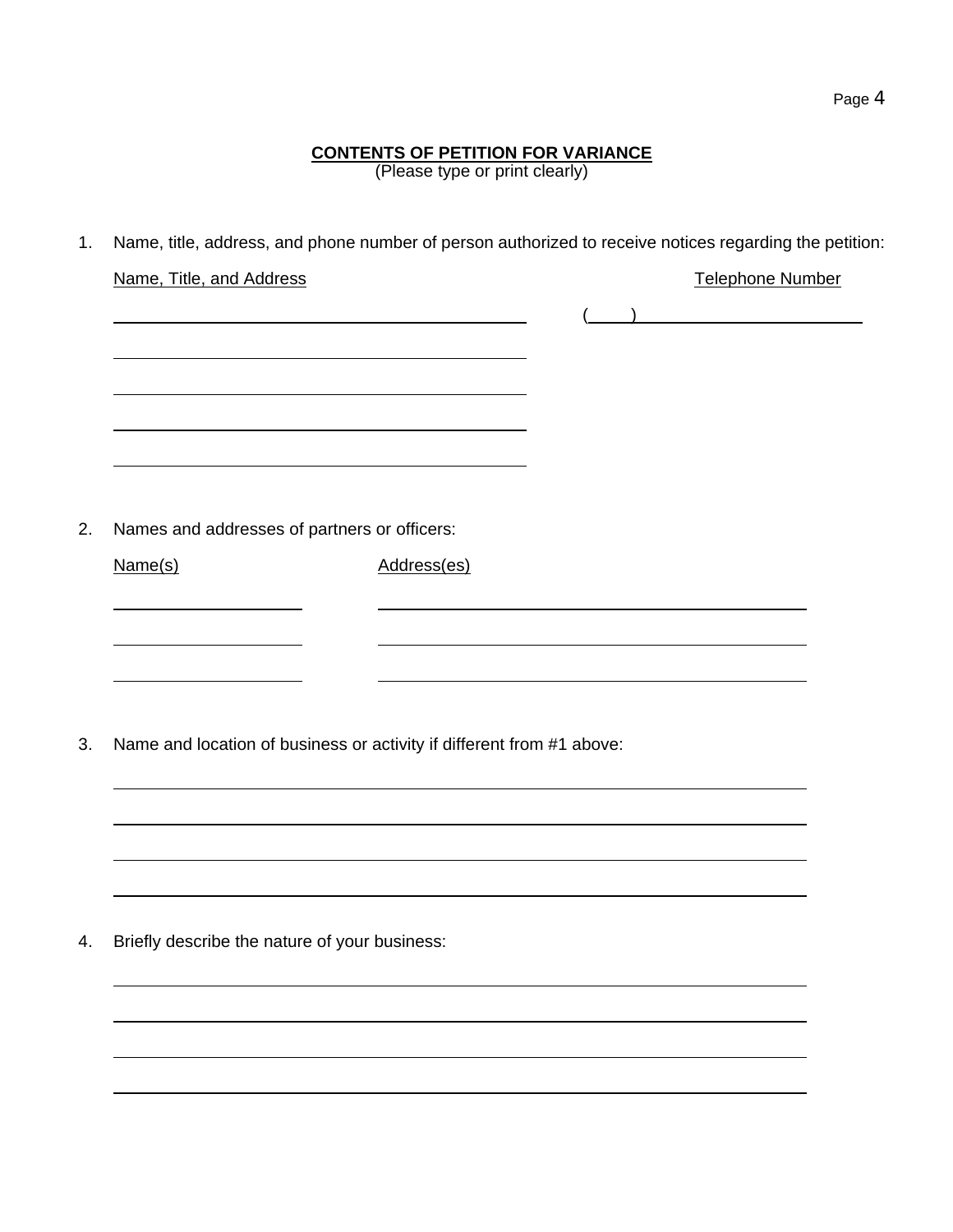**CONTENTS OF PETITION FOR VARIANCE**

(Please type or print clearly)

1. Name, title, address, and phone number of person authorized to receive notices regarding the petition:

   Name, Title, and Address | Telephone Number

   ______________________________ ( ) ______________________

   ______________________________

   ______________________________

   ______________________________

   ______________________________

2. Names and addresses of partners or officers:

   Name(s) | Address(es)

   ______________ ______________________________

   ______________ ______________________________

   ______________ ______________________________

3. Name and location of business or activity if different from #1 above:

   ______________________________________________

   ______________________________________________

   ______________________________________________

   ______________________________________________

4. Briefly describe the nature of your business:

   ______________________________________________

   ______________________________________________

   ______________________________________________

   ______________________________________________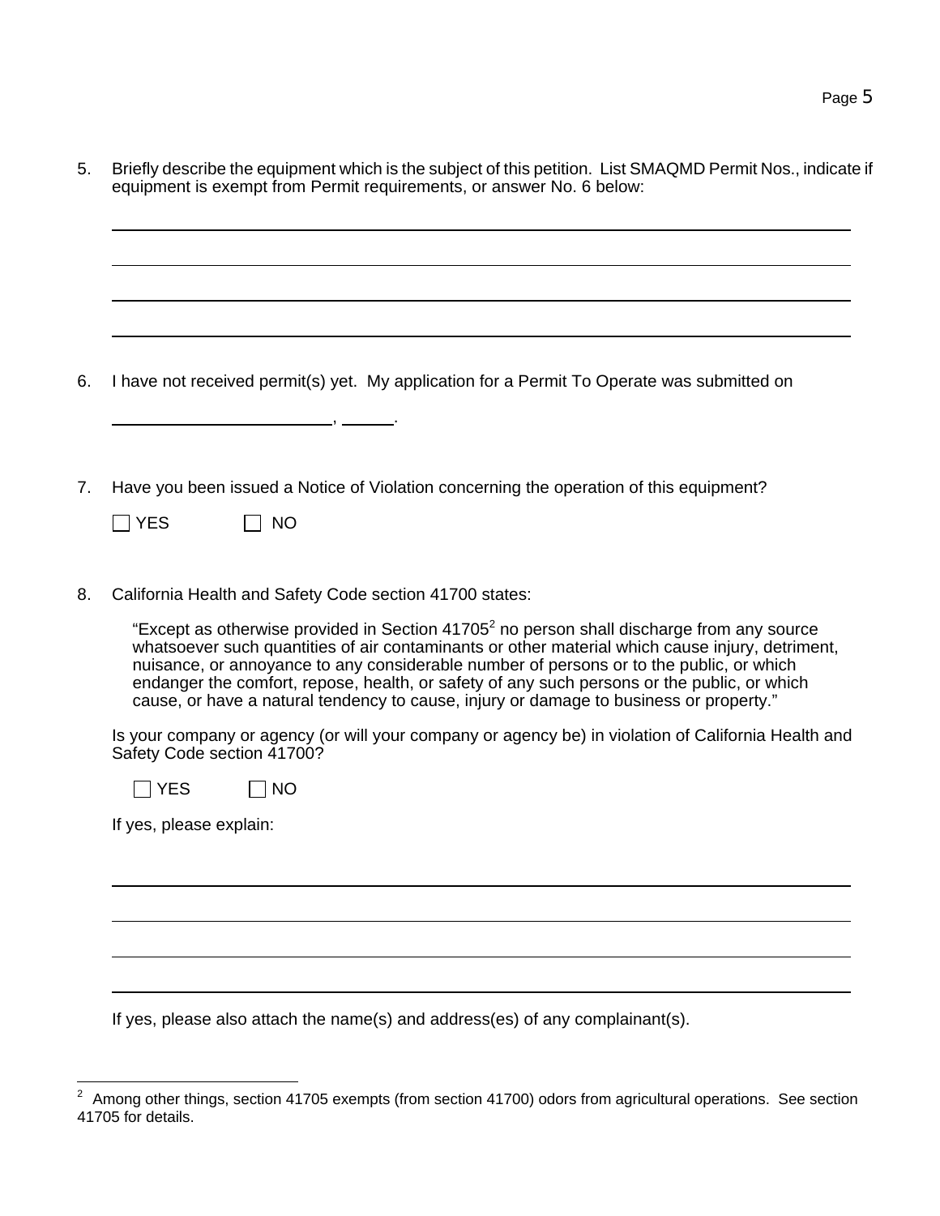5. Briefly describe the equipment which is the subject of this petition. List SMAQMD Permit Nos., indicate if equipment is exempt from Permit requirements, or answer No. 6 below:

\_\_\_\_\_\_\_\_\_\_\_\_\_\_\_\_\_\_\_\_\_\_\_\_\_\_\_\_\_\_\_\_\_\_\_\_\_\_\_\_\_\_\_\_\_\_\_\_\_\_\_\_\_\_\_\_\_\_\_\_\_\_\_\_\_\_\_\_\_\_\_\_\_\_\_\_\_\_

\_\_\_\_\_\_\_\_\_\_\_\_\_\_\_\_\_\_\_\_\_\_\_\_\_\_\_\_\_\_\_\_\_\_\_\_\_\_\_\_\_\_\_\_\_\_\_\_\_\_\_\_\_\_\_\_\_\_\_\_\_\_\_\_\_\_\_\_\_\_\_\_\_\_\_\_\_\_

\_\_\_\_\_\_\_\_\_\_\_\_\_\_\_\_\_\_\_\_\_\_\_\_\_\_\_\_\_\_\_\_\_\_\_\_\_\_\_\_\_\_\_\_\_\_\_\_\_\_\_\_\_\_\_\_\_\_\_\_\_\_\_\_\_\_\_\_\_\_\_\_\_\_\_\_\_\_

\_\_\_\_\_\_\_\_\_\_\_\_\_\_\_\_\_\_\_\_\_\_\_\_\_\_\_\_\_\_\_\_\_\_\_\_\_\_\_\_\_\_\_\_\_\_\_\_\_\_\_\_\_\_\_\_\_\_\_\_\_\_\_\_\_\_\_\_\_\_\_\_\_\_\_\_\_\_

6. I have not received permit(s) yet. My application for a Permit To Operate was submitted on

\_\_\_\_\_\_\_\_\_\_\_\_\_\_\_\_\_\_\_\_\_\_\_\_, \_\_\_\_\_\_.

7. Have you been issued a Notice of Violation concerning the operation of this equipment?

☐ YES ☐ NO

8. California Health and Safety Code section 41700 states:

"Except as otherwise provided in Section 41705[2] no person shall discharge from any source whatsoever such quantities of air contaminants or other material which cause injury, detriment, nuisance, or annoyance to any considerable number of persons or to the public, or which endanger the comfort, repose, health, or safety of any such persons or the public, or which cause, or have a natural tendency to cause, injury or damage to business or property."

Is your company or agency (or will your company or agency be) in violation of California Health and Safety Code section 41700?

☐ YES ☐ NO

If yes, please explain:

\_\_\_\_\_\_\_\_\_\_\_\_\_\_\_\_\_\_\_\_\_\_\_\_\_\_\_\_\_\_\_\_\_\_\_\_\_\_\_\_\_\_\_\_\_\_\_\_\_\_\_\_\_\_\_\_\_\_\_\_\_\_\_\_\_\_\_\_\_\_\_\_\_\_\_\_\_\_

\_\_\_\_\_\_\_\_\_\_\_\_\_\_\_\_\_\_\_\_\_\_\_\_\_\_\_\_\_\_\_\_\_\_\_\_\_\_\_\_\_\_\_\_\_\_\_\_\_\_\_\_\_\_\_\_\_\_\_\_\_\_\_\_\_\_\_\_\_\_\_\_\_\_\_\_\_\_

\_\_\_\_\_\_\_\_\_\_\_\_\_\_\_\_\_\_\_\_\_\_\_\_\_\_\_\_\_\_\_\_\_\_\_\_\_\_\_\_\_\_\_\_\_\_\_\_\_\_\_\_\_\_\_\_\_\_\_\_\_\_\_\_\_\_\_\_\_\_\_\_\_\_\_\_\_\_

\_\_\_\_\_\_\_\_\_\_\_\_\_\_\_\_\_\_\_\_\_\_\_\_\_\_\_\_\_\_\_\_\_\_\_\_\_\_\_\_\_\_\_\_\_\_\_\_\_\_\_\_\_\_\_\_\_\_\_\_\_\_\_\_\_\_\_\_\_\_\_\_\_\_\_\_\_\_

If yes, please also attach the name(s) and address(es) of any complainant(s).

---

[2] Among other things, section 41705 exempts (from section 41700) odors from agricultural operations. See section 41705 for details.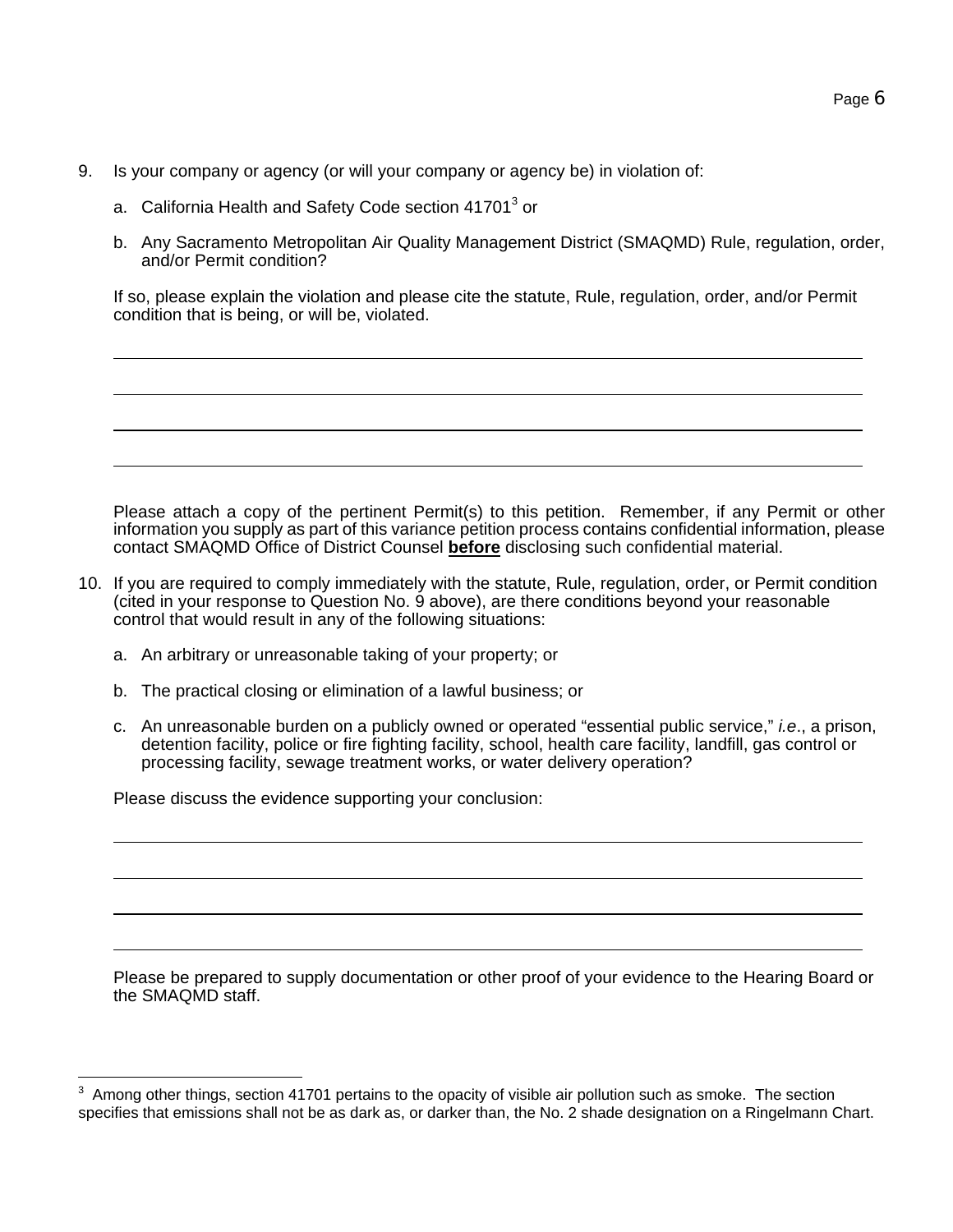9. Is your company or agency (or will your company or agency be) in violation of:

   a. California Health and Safety Code section 41701[3] or

   b. Any Sacramento Metropolitan Air Quality Management District (SMAQMD) Rule, regulation, order, and/or Permit condition?

   If so, please explain the violation and please cite the statute, Rule, regulation, order, and/or Permit condition that is being, or will be, violated.

   ______________________________________________________________________

   ______________________________________________________________________

   ______________________________________________________________________

   ______________________________________________________________________

   Please attach a copy of the pertinent Permit(s) to this petition. Remember, if any Permit or other information you supply as part of this variance petition process contains confidential information, please contact SMAQMD Office of District Counsel **before** disclosing such confidential material.

10. If you are required to comply immediately with the statute, Rule, regulation, order, or Permit condition (cited in your response to Question No. 9 above), are there conditions beyond your reasonable control that would result in any of the following situations:

    a. An arbitrary or unreasonable taking of your property; or

    b. The practical closing or elimination of a lawful business; or

    c. An unreasonable burden on a publicly owned or operated "essential public service," *i.e*., a prison, detention facility, police or fire fighting facility, school, health care facility, landfill, gas control or processing facility, sewage treatment works, or water delivery operation?

    Please discuss the evidence supporting your conclusion:

    ______________________________________________________________________

    ______________________________________________________________________

    ______________________________________________________________________

    ______________________________________________________________________

    Please be prepared to supply documentation or other proof of your evidence to the Hearing Board or the SMAQMD staff.

---

[3] Among other things, section 41701 pertains to the opacity of visible air pollution such as smoke. The section specifies that emissions shall not be as dark as, or darker than, the No. 2 shade designation on a Ringelmann Chart.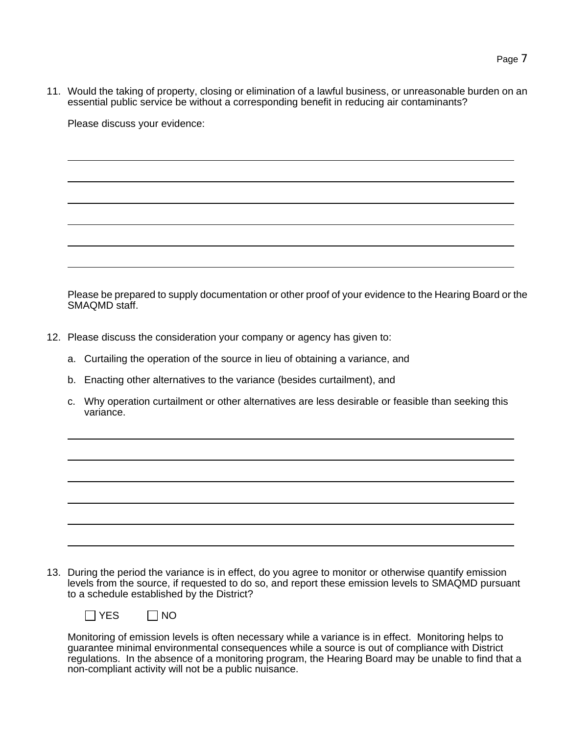11. Would the taking of property, closing or elimination of a lawful business, or unreasonable burden on an essential public service be without a corresponding benefit in reducing air contaminants?

    Please discuss your evidence:

    ______________________________________________________________________

    ______________________________________________________________________

    ______________________________________________________________________

    ______________________________________________________________________

    ______________________________________________________________________

    ______________________________________________________________________

    Please be prepared to supply documentation or other proof of your evidence to the Hearing Board or the SMAQMD staff.

12. Please discuss the consideration your company or agency has given to:

    a. Curtailing the operation of the source in lieu of obtaining a variance, and

    b. Enacting other alternatives to the variance (besides curtailment), and

    c. Why operation curtailment or other alternatives are less desirable or feasible than seeking this variance.

    ______________________________________________________________________

    ______________________________________________________________________

    ______________________________________________________________________

    ______________________________________________________________________

    ______________________________________________________________________

    ______________________________________________________________________

13. During the period the variance is in effect, do you agree to monitor or otherwise quantify emission levels from the source, if requested to do so, and report these emission levels to SMAQMD pursuant to a schedule established by the District?

    ☐ YES ☐ NO

    Monitoring of emission levels is often necessary while a variance is in effect. Monitoring helps to guarantee minimal environmental consequences while a source is out of compliance with District regulations. In the absence of a monitoring program, the Hearing Board may be unable to find that a non-compliant activity will not be a public nuisance.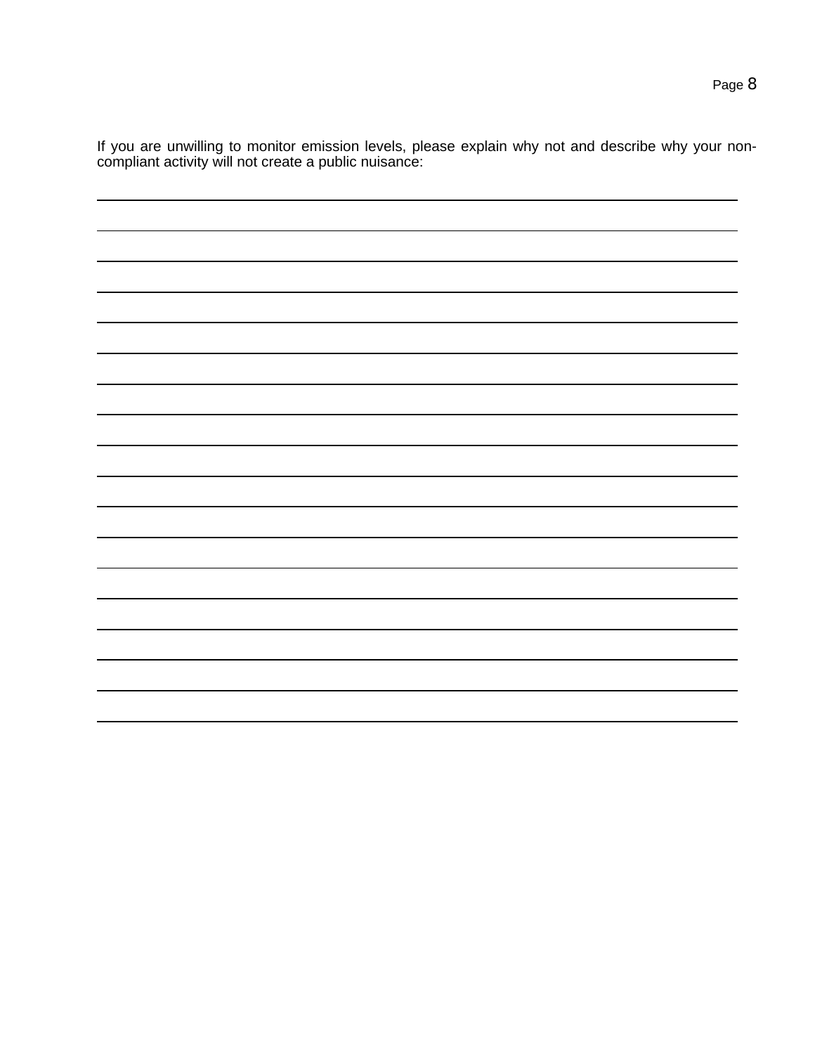If you are unwilling to monitor emission levels, please explain why not and describe why your non-compliant activity will not create a public nuisance:

\_\_\_\_\_\_\_\_\_\_\_\_\_\_\_\_\_\_\_\_\_\_\_\_\_\_\_\_\_\_\_\_\_\_\_\_\_\_\_\_\_\_\_\_\_\_\_\_\_\_\_\_\_\_\_\_\_\_\_\_\_\_\_\_\_\_\_\_\_\_\_\_\_\_\_\_\_\_

\_\_\_\_\_\_\_\_\_\_\_\_\_\_\_\_\_\_\_\_\_\_\_\_\_\_\_\_\_\_\_\_\_\_\_\_\_\_\_\_\_\_\_\_\_\_\_\_\_\_\_\_\_\_\_\_\_\_\_\_\_\_\_\_\_\_\_\_\_\_\_\_\_\_\_\_\_\_

\_\_\_\_\_\_\_\_\_\_\_\_\_\_\_\_\_\_\_\_\_\_\_\_\_\_\_\_\_\_\_\_\_\_\_\_\_\_\_\_\_\_\_\_\_\_\_\_\_\_\_\_\_\_\_\_\_\_\_\_\_\_\_\_\_\_\_\_\_\_\_\_\_\_\_\_\_\_

\_\_\_\_\_\_\_\_\_\_\_\_\_\_\_\_\_\_\_\_\_\_\_\_\_\_\_\_\_\_\_\_\_\_\_\_\_\_\_\_\_\_\_\_\_\_\_\_\_\_\_\_\_\_\_\_\_\_\_\_\_\_\_\_\_\_\_\_\_\_\_\_\_\_\_\_\_\_

\_\_\_\_\_\_\_\_\_\_\_\_\_\_\_\_\_\_\_\_\_\_\_\_\_\_\_\_\_\_\_\_\_\_\_\_\_\_\_\_\_\_\_\_\_\_\_\_\_\_\_\_\_\_\_\_\_\_\_\_\_\_\_\_\_\_\_\_\_\_\_\_\_\_\_\_\_\_

\_\_\_\_\_\_\_\_\_\_\_\_\_\_\_\_\_\_\_\_\_\_\_\_\_\_\_\_\_\_\_\_\_\_\_\_\_\_\_\_\_\_\_\_\_\_\_\_\_\_\_\_\_\_\_\_\_\_\_\_\_\_\_\_\_\_\_\_\_\_\_\_\_\_\_\_\_\_

\_\_\_\_\_\_\_\_\_\_\_\_\_\_\_\_\_\_\_\_\_\_\_\_\_\_\_\_\_\_\_\_\_\_\_\_\_\_\_\_\_\_\_\_\_\_\_\_\_\_\_\_\_\_\_\_\_\_\_\_\_\_\_\_\_\_\_\_\_\_\_\_\_\_\_\_\_\_

\_\_\_\_\_\_\_\_\_\_\_\_\_\_\_\_\_\_\_\_\_\_\_\_\_\_\_\_\_\_\_\_\_\_\_\_\_\_\_\_\_\_\_\_\_\_\_\_\_\_\_\_\_\_\_\_\_\_\_\_\_\_\_\_\_\_\_\_\_\_\_\_\_\_\_\_\_\_

\_\_\_\_\_\_\_\_\_\_\_\_\_\_\_\_\_\_\_\_\_\_\_\_\_\_\_\_\_\_\_\_\_\_\_\_\_\_\_\_\_\_\_\_\_\_\_\_\_\_\_\_\_\_\_\_\_\_\_\_\_\_\_\_\_\_\_\_\_\_\_\_\_\_\_\_\_\_

\_\_\_\_\_\_\_\_\_\_\_\_\_\_\_\_\_\_\_\_\_\_\_\_\_\_\_\_\_\_\_\_\_\_\_\_\_\_\_\_\_\_\_\_\_\_\_\_\_\_\_\_\_\_\_\_\_\_\_\_\_\_\_\_\_\_\_\_\_\_\_\_\_\_\_\_\_\_

\_\_\_\_\_\_\_\_\_\_\_\_\_\_\_\_\_\_\_\_\_\_\_\_\_\_\_\_\_\_\_\_\_\_\_\_\_\_\_\_\_\_\_\_\_\_\_\_\_\_\_\_\_\_\_\_\_\_\_\_\_\_\_\_\_\_\_\_\_\_\_\_\_\_\_\_\_\_

\_\_\_\_\_\_\_\_\_\_\_\_\_\_\_\_\_\_\_\_\_\_\_\_\_\_\_\_\_\_\_\_\_\_\_\_\_\_\_\_\_\_\_\_\_\_\_\_\_\_\_\_\_\_\_\_\_\_\_\_\_\_\_\_\_\_\_\_\_\_\_\_\_\_\_\_\_\_

\_\_\_\_\_\_\_\_\_\_\_\_\_\_\_\_\_\_\_\_\_\_\_\_\_\_\_\_\_\_\_\_\_\_\_\_\_\_\_\_\_\_\_\_\_\_\_\_\_\_\_\_\_\_\_\_\_\_\_\_\_\_\_\_\_\_\_\_\_\_\_\_\_\_\_\_\_\_

\_\_\_\_\_\_\_\_\_\_\_\_\_\_\_\_\_\_\_\_\_\_\_\_\_\_\_\_\_\_\_\_\_\_\_\_\_\_\_\_\_\_\_\_\_\_\_\_\_\_\_\_\_\_\_\_\_\_\_\_\_\_\_\_\_\_\_\_\_\_\_\_\_\_\_\_\_\_

\_\_\_\_\_\_\_\_\_\_\_\_\_\_\_\_\_\_\_\_\_\_\_\_\_\_\_\_\_\_\_\_\_\_\_\_\_\_\_\_\_\_\_\_\_\_\_\_\_\_\_\_\_\_\_\_\_\_\_\_\_\_\_\_\_\_\_\_\_\_\_\_\_\_\_\_\_\_

\_\_\_\_\_\_\_\_\_\_\_\_\_\_\_\_\_\_\_\_\_\_\_\_\_\_\_\_\_\_\_\_\_\_\_\_\_\_\_\_\_\_\_\_\_\_\_\_\_\_\_\_\_\_\_\_\_\_\_\_\_\_\_\_\_\_\_\_\_\_\_\_\_\_\_\_\_\_

\_\_\_\_\_\_\_\_\_\_\_\_\_\_\_\_\_\_\_\_\_\_\_\_\_\_\_\_\_\_\_\_\_\_\_\_\_\_\_\_\_\_\_\_\_\_\_\_\_\_\_\_\_\_\_\_\_\_\_\_\_\_\_\_\_\_\_\_\_\_\_\_\_\_\_\_\_\_

\_\_\_\_\_\_\_\_\_\_\_\_\_\_\_\_\_\_\_\_\_\_\_\_\_\_\_\_\_\_\_\_\_\_\_\_\_\_\_\_\_\_\_\_\_\_\_\_\_\_\_\_\_\_\_\_\_\_\_\_\_\_\_\_\_\_\_\_\_\_\_\_\_\_\_\_\_\_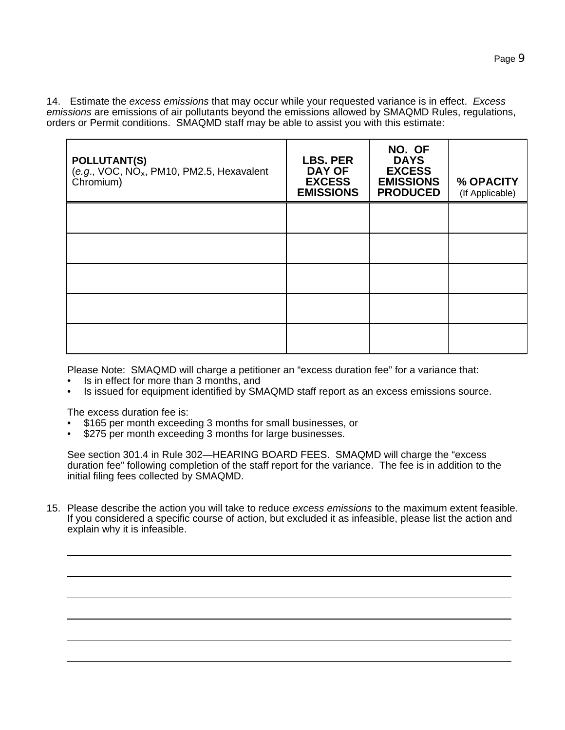14. Estimate the *excess emissions* that may occur while your requested variance is in effect. *Excess emissions* are emissions of air pollutants beyond the emissions allowed by SMAQMD Rules, regulations, orders or Permit conditions. SMAQMD staff may be able to assist you with this estimate:

| **POLLUTANT(S)** (*e.g*., VOC, $NO_X$, PM10, PM2.5, Hexavalent Chromium) | **LBS. PER DAY OF EXCESS EMISSIONS** | **NO. OF DAYS EXCESS EMISSIONS PRODUCED** | **% OPACITY** (If Applicable) |
|---|---|---|---|
| | | | |
| | | | |
| | | | |
| | | | |
| | | | |

Please Note: SMAQMD will charge a petitioner an "excess duration fee" for a variance that:

- Is in effect for more than 3 months, and
- Is issued for equipment identified by SMAQMD staff report as an excess emissions source.

The excess duration fee is:

- $165 per month exceeding 3 months for small businesses, or
- $275 per month exceeding 3 months for large businesses.

See section 301.4 in Rule 302—HEARING BOARD FEES. SMAQMD will charge the "excess duration fee" following completion of the staff report for the variance. The fee is in addition to the initial filing fees collected by SMAQMD.

15. Please describe the action you will take to reduce *excess emissions* to the maximum extent feasible. If you considered a specific course of action, but excluded it as infeasible, please list the action and explain why it is infeasible.

\_\_\_\_\_\_\_\_\_\_\_\_\_\_\_\_\_\_\_\_\_\_\_\_\_\_\_\_\_\_\_\_\_\_\_\_\_\_\_\_\_\_\_\_\_\_\_\_\_\_\_\_\_\_\_\_\_\_\_\_\_\_\_\_\_\_\_\_\_\_\_\_

\_\_\_\_\_\_\_\_\_\_\_\_\_\_\_\_\_\_\_\_\_\_\_\_\_\_\_\_\_\_\_\_\_\_\_\_\_\_\_\_\_\_\_\_\_\_\_\_\_\_\_\_\_\_\_\_\_\_\_\_\_\_\_\_\_\_\_\_\_\_\_\_

\_\_\_\_\_\_\_\_\_\_\_\_\_\_\_\_\_\_\_\_\_\_\_\_\_\_\_\_\_\_\_\_\_\_\_\_\_\_\_\_\_\_\_\_\_\_\_\_\_\_\_\_\_\_\_\_\_\_\_\_\_\_\_\_\_\_\_\_\_\_\_\_

\_\_\_\_\_\_\_\_\_\_\_\_\_\_\_\_\_\_\_\_\_\_\_\_\_\_\_\_\_\_\_\_\_\_\_\_\_\_\_\_\_\_\_\_\_\_\_\_\_\_\_\_\_\_\_\_\_\_\_\_\_\_\_\_\_\_\_\_\_\_\_\_

\_\_\_\_\_\_\_\_\_\_\_\_\_\_\_\_\_\_\_\_\_\_\_\_\_\_\_\_\_\_\_\_\_\_\_\_\_\_\_\_\_\_\_\_\_\_\_\_\_\_\_\_\_\_\_\_\_\_\_\_\_\_\_\_\_\_\_\_\_\_\_\_

\_\_\_\_\_\_\_\_\_\_\_\_\_\_\_\_\_\_\_\_\_\_\_\_\_\_\_\_\_\_\_\_\_\_\_\_\_\_\_\_\_\_\_\_\_\_\_\_\_\_\_\_\_\_\_\_\_\_\_\_\_\_\_\_\_\_\_\_\_\_\_\_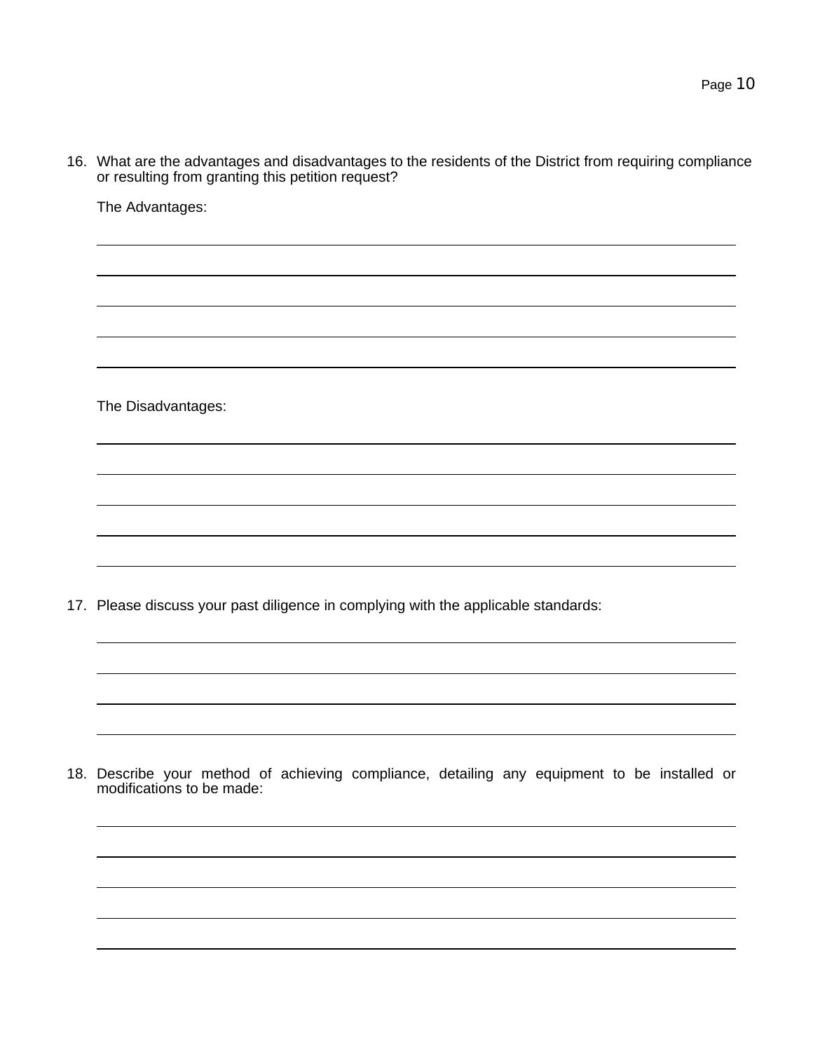16. What are the advantages and disadvantages to the residents of the District from requiring compliance or resulting from granting this petition request?

    The Advantages:

    ______________________________________________________________________

    ______________________________________________________________________

    ______________________________________________________________________

    ______________________________________________________________________

    ______________________________________________________________________

    The Disadvantages:

    ______________________________________________________________________

    ______________________________________________________________________

    ______________________________________________________________________

    ______________________________________________________________________

    ______________________________________________________________________

17. Please discuss your past diligence in complying with the applicable standards:

    ______________________________________________________________________

    ______________________________________________________________________

    ______________________________________________________________________

    ______________________________________________________________________

18. Describe your method of achieving compliance, detailing any equipment to be installed or modifications to be made:

    ______________________________________________________________________

    ______________________________________________________________________

    ______________________________________________________________________

    ______________________________________________________________________

    ______________________________________________________________________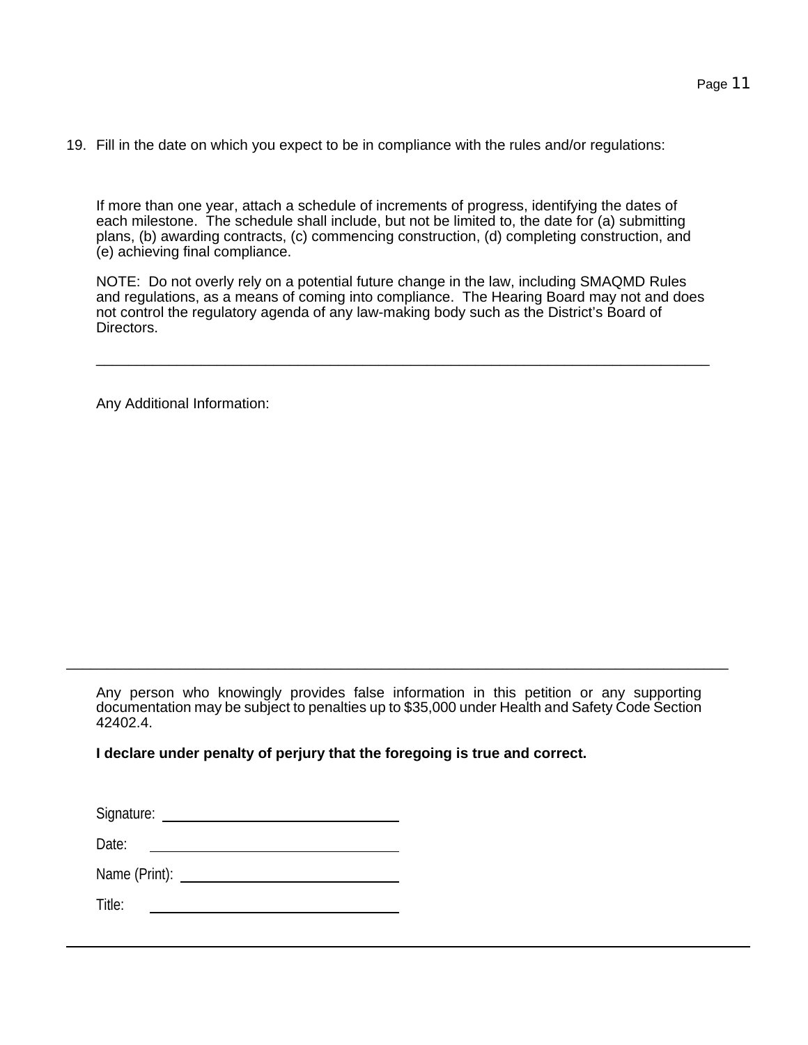19. Fill in the date on which you expect to be in compliance with the rules and/or regulations:

If more than one year, attach a schedule of increments of progress, identifying the dates of each milestone. The schedule shall include, but not be limited to, the date for (a) submitting plans, (b) awarding contracts, (c) commencing construction, (d) completing construction, and (e) achieving final compliance.

NOTE: Do not overly rely on a potential future change in the law, including SMAQMD Rules and regulations, as a means of coming into compliance. The Hearing Board may not and does not control the regulatory agenda of any law-making body such as the District's Board of Directors.

---

Any Additional Information:

---

Any person who knowingly provides false information in this petition or any supporting documentation may be subject to penalties up to $35,000 under Health and Safety Code Section 42402.4.

**I declare under penalty of perjury that the foregoing is true and correct.**

Signature: ______________________________

Date: ______________________________

Name (Print): ______________________________

Title: ______________________________